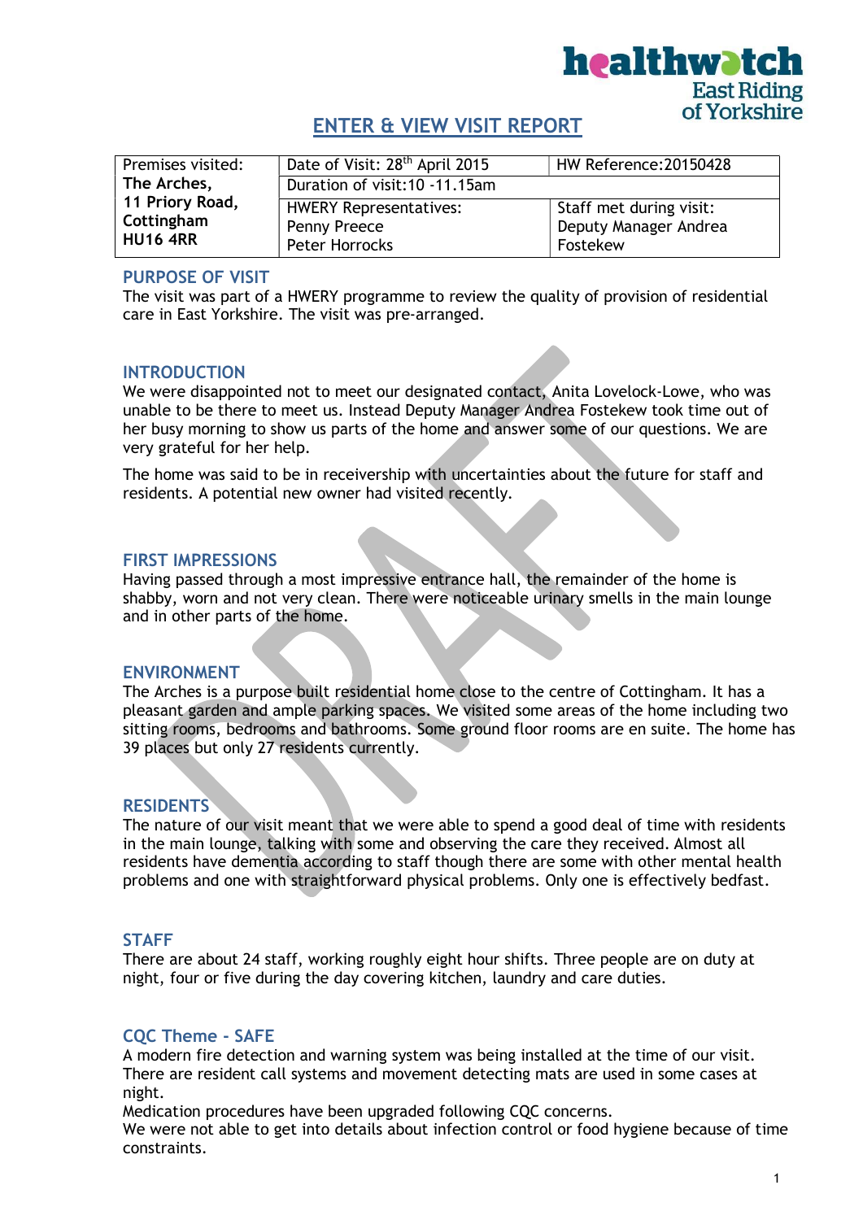# ENTER & VIEW VISIT REPORT

| Premises visited: **The Arches, 11 Priory Road, Cottingham HU16 4RR** | Date of Visit: 28th April 2015 | HW Reference:20150428 |
|---|---|---|
| | Duration of visit:10 -11.15am | |
| | HWERY Representatives: Penny Preece Peter Horrocks | Staff met during visit: Deputy Manager Andrea Fostekew |

## PURPOSE OF VISIT

The visit was part of a HWERY programme to review the quality of provision of residential care in East Yorkshire. The visit was pre-arranged.

## INTRODUCTION

We were disappointed not to meet our designated contact, Anita Lovelock-Lowe, who was unable to be there to meet us. Instead Deputy Manager Andrea Fostekew took time out of her busy morning to show us parts of the home and answer some of our questions. We are very grateful for her help.

The home was said to be in receivership with uncertainties about the future for staff and residents. A potential new owner had visited recently.

## FIRST IMPRESSIONS

Having passed through a most impressive entrance hall, the remainder of the home is shabby, worn and not very clean. There were noticeable urinary smells in the main lounge and in other parts of the home.

## ENVIRONMENT

The Arches is a purpose built residential home close to the centre of Cottingham. It has a pleasant garden and ample parking spaces. We visited some areas of the home including two sitting rooms, bedrooms and bathrooms. Some ground floor rooms are en suite. The home has 39 places but only 27 residents currently.

## RESIDENTS

The nature of our visit meant that we were able to spend a good deal of time with residents in the main lounge, talking with some and observing the care they received. Almost all residents have dementia according to staff though there are some with other mental health problems and one with straightforward physical problems. Only one is effectively bedfast.

## STAFF

There are about 24 staff, working roughly eight hour shifts. Three people are on duty at night, four or five during the day covering kitchen, laundry and care duties.

## CQC Theme - SAFE

A modern fire detection and warning system was being installed at the time of our visit. There are resident call systems and movement detecting mats are used in some cases at night.

Medication procedures have been upgraded following CQC concerns.

We were not able to get into details about infection control or food hygiene because of time constraints.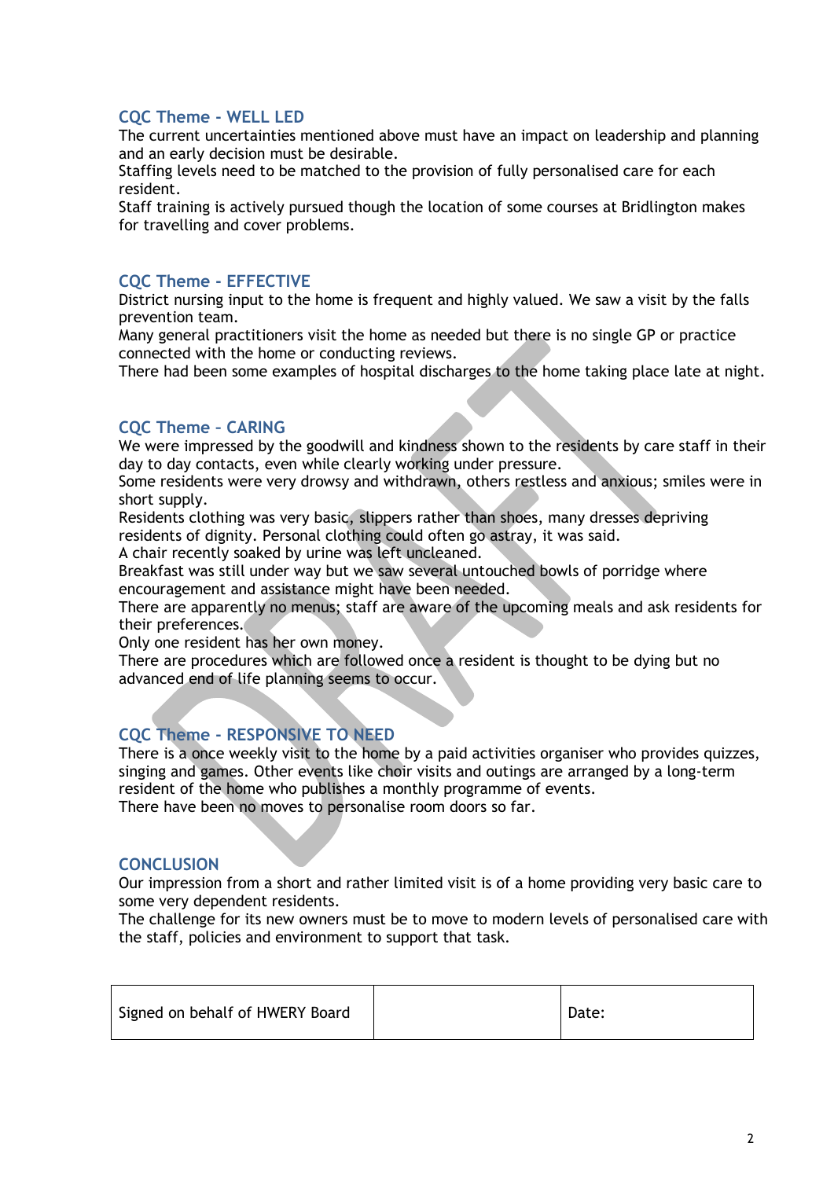## CQC Theme - WELL LED

The current uncertainties mentioned above must have an impact on leadership and planning and an early decision must be desirable.

Staffing levels need to be matched to the provision of fully personalised care for each resident.

Staff training is actively pursued though the location of some courses at Bridlington makes for travelling and cover problems.

## CQC Theme - EFFECTIVE

District nursing input to the home is frequent and highly valued. We saw a visit by the falls prevention team.

Many general practitioners visit the home as needed but there is no single GP or practice connected with the home or conducting reviews.

There had been some examples of hospital discharges to the home taking place late at night.

## CQC Theme - CARING

We were impressed by the goodwill and kindness shown to the residents by care staff in their day to day contacts, even while clearly working under pressure.

Some residents were very drowsy and withdrawn, others restless and anxious; smiles were in short supply.

Residents clothing was very basic, slippers rather than shoes, many dresses depriving residents of dignity. Personal clothing could often go astray, it was said.

A chair recently soaked by urine was left uncleaned.

Breakfast was still under way but we saw several untouched bowls of porridge where encouragement and assistance might have been needed.

There are apparently no menus; staff are aware of the upcoming meals and ask residents for their preferences.

Only one resident has her own money.

There are procedures which are followed once a resident is thought to be dying but no advanced end of life planning seems to occur.

## CQC Theme - RESPONSIVE TO NEED

There is a once weekly visit to the home by a paid activities organiser who provides quizzes, singing and games. Other events like choir visits and outings are arranged by a long-term resident of the home who publishes a monthly programme of events.

There have been no moves to personalise room doors so far.

## CONCLUSION

Our impression from a short and rather limited visit is of a home providing very basic care to some very dependent residents.

The challenge for its new owners must be to move to modern levels of personalised care with the staff, policies and environment to support that task.

| | | |
|---|---|---|
| Signed on behalf of HWERY Board | | Date: |